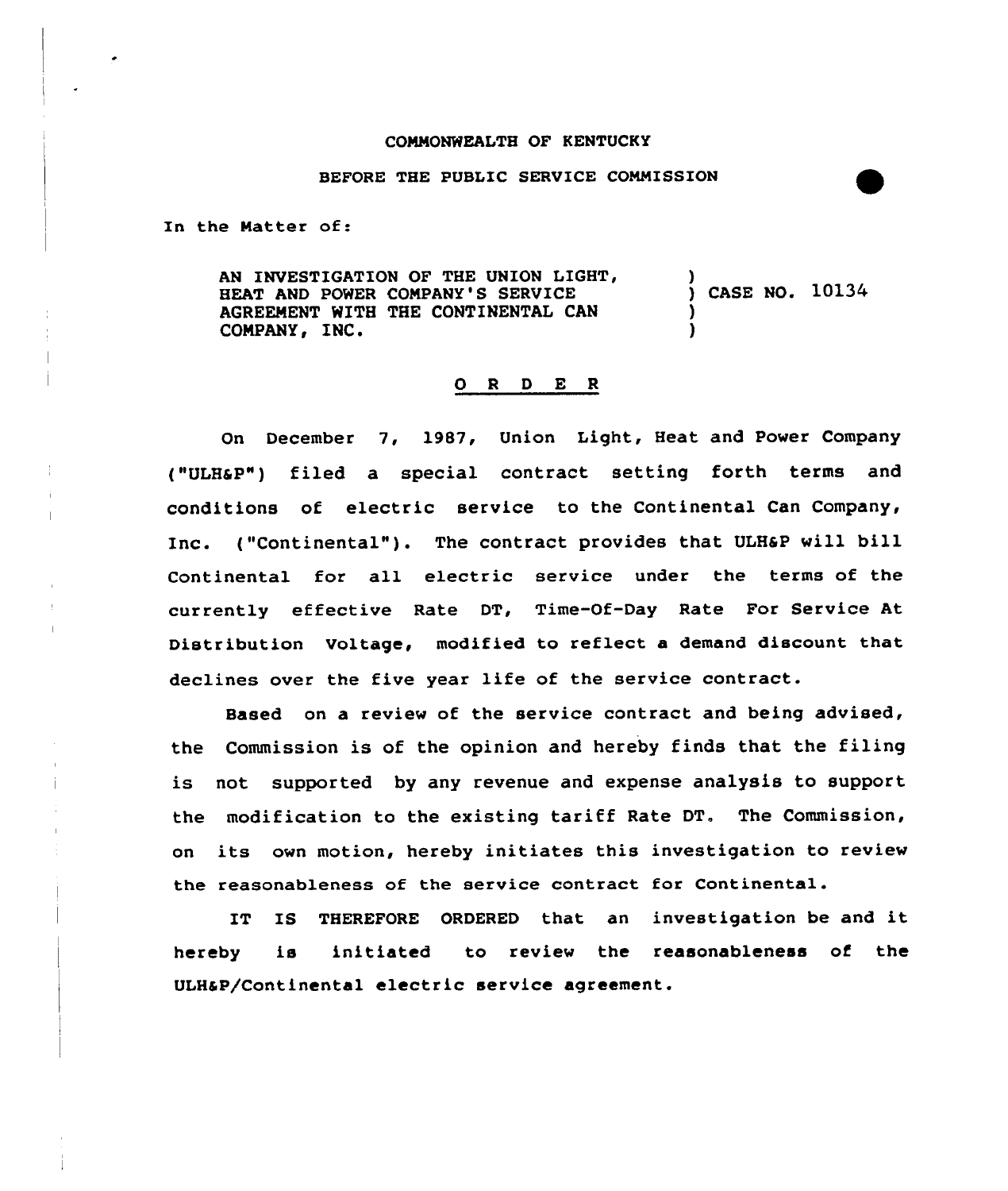COMMONWEALTH OF KENTUCKY

BEFORE THE PUBLIC SERVICE COMMISSION

In the Matter of:

AN INVESTIGATION OF THE UNION LIGHT, HEAT AND POWER COMPANY'S SERVICE AGREEMENT WITH THE CONTINENTAL CAN COMPANY, INC. ) CASE NO. 10134

# O R D E R

On December 7, 1987, Union Light, Heat and Power Company ("ULH&P") filed a special contract setting forth terms and conditions of electric service to the Continental Can Company, Inc. ("Continental"). The contract provides that ULH&P will bill Continental for all electric service under the terms of the currently effective Rate DT, Time-Of-Day Rate For Service At Distribution Voltage, modified to reflect a demand discount that declines over the five year life of the service contract.

Based on a review of the service contract and being advised, the Commission is of the opinion and hereby finds that the filing is not supported by any revenue and expense analysis to support the modification to the existing tariff Rate DT. The Commission, on its own motion, hereby initiates this investigation to review the reasonableness of the service contract for Continental.

IT IS THEREFORE ORDERED that an investigation be and it hereby is initiated to review the reasonableness of the ULH&P/Continental electric service agreement.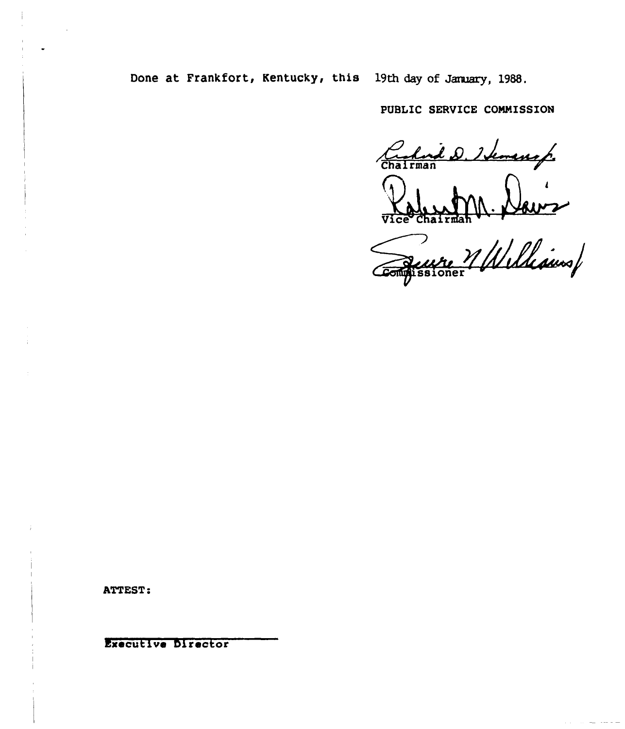Done at Frankfort, Kentucky, this 19th day of January, 1988.

PUBLIC SERVICE COMMISSION

Chairman

Vice Chairman

Commissioner

ATTEST:

Executive Director